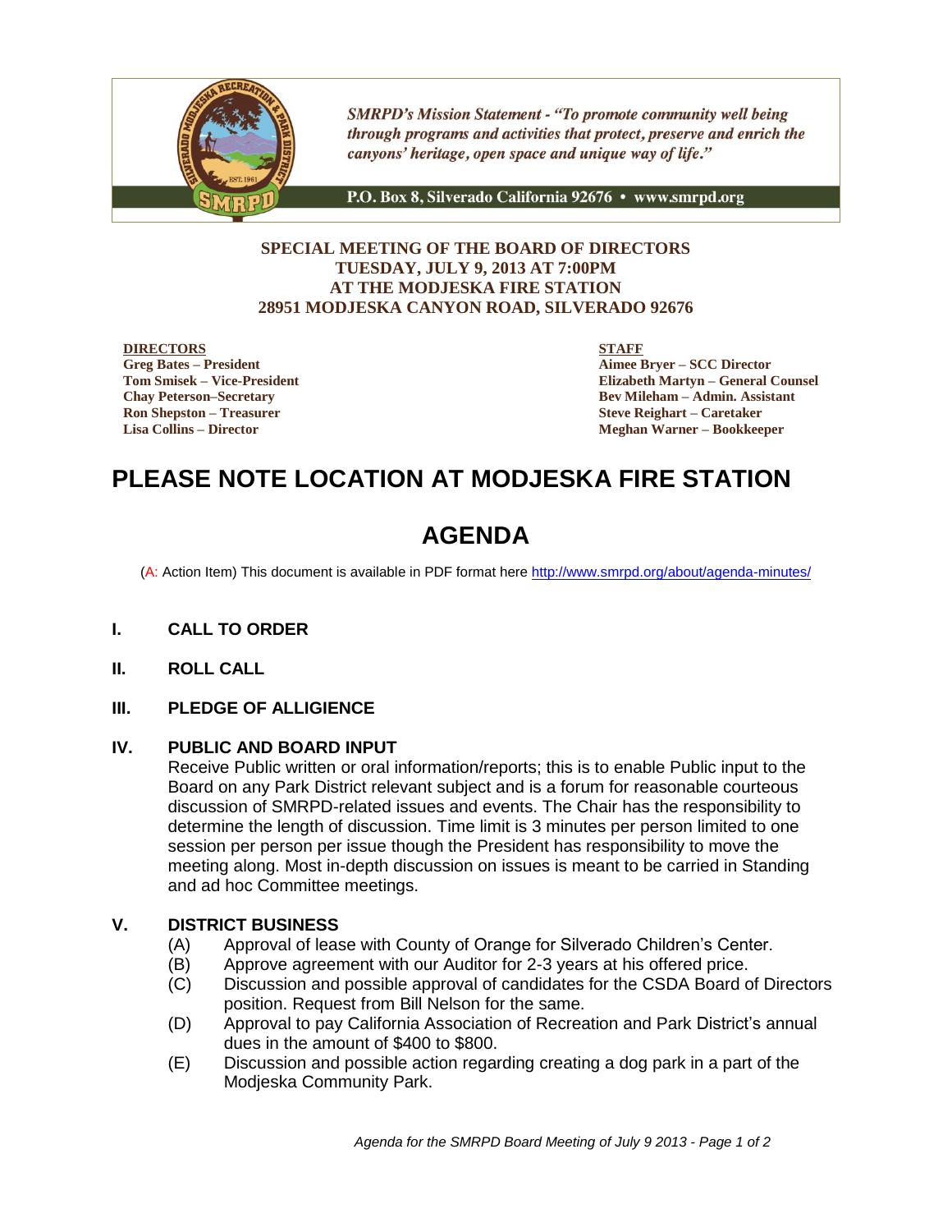*SMRPD's Mission Statement - "To promote community well being through programs and activities that protect, preserve and enrich the canyons' heritage, open space and unique way of life."*

**P.O. Box 8, Silverado California 92676 • www.smrpd.org**

**SPECIAL MEETING OF THE BOARD OF DIRECTORS**
**TUESDAY, JULY 9, 2013 AT 7:00PM**
**AT THE MODJESKA FIRE STATION**
**28951 MODJESKA CANYON ROAD, SILVERADO 92676**

**DIRECTORS**
**Greg Bates – President**
**Tom Smisek – Vice-President**
**Chay Peterson–Secretary**
**Ron Shepston – Treasurer**
**Lisa Collins – Director**

**STAFF**
**Aimee Bryer – SCC Director**
**Elizabeth Martyn – General Counsel**
**Bev Mileham – Admin. Assistant**
**Steve Reighart – Caretaker**
**Meghan Warner – Bookkeeper**

# PLEASE NOTE LOCATION AT MODJESKA FIRE STATION

# AGENDA

(A: Action Item) This document is available in PDF format here http://www.smrpd.org/about/agenda-minutes/

## I. CALL TO ORDER

## II. ROLL CALL

## III. PLEDGE OF ALLIGIENCE

## IV. PUBLIC AND BOARD INPUT

Receive Public written or oral information/reports; this is to enable Public input to the Board on any Park District relevant subject and is a forum for reasonable courteous discussion of SMRPD-related issues and events. The Chair has the responsibility to determine the length of discussion. Time limit is 3 minutes per person limited to one session per person per issue though the President has responsibility to move the meeting along. Most in-depth discussion on issues is meant to be carried in Standing and ad hoc Committee meetings.

## V. DISTRICT BUSINESS

(A) Approval of lease with County of Orange for Silverado Children's Center.
(B) Approve agreement with our Auditor for 2-3 years at his offered price.
(C) Discussion and possible approval of candidates for the CSDA Board of Directors position. Request from Bill Nelson for the same.
(D) Approval to pay California Association of Recreation and Park District's annual dues in the amount of $400 to $800.
(E) Discussion and possible action regarding creating a dog park in a part of the Modjeska Community Park.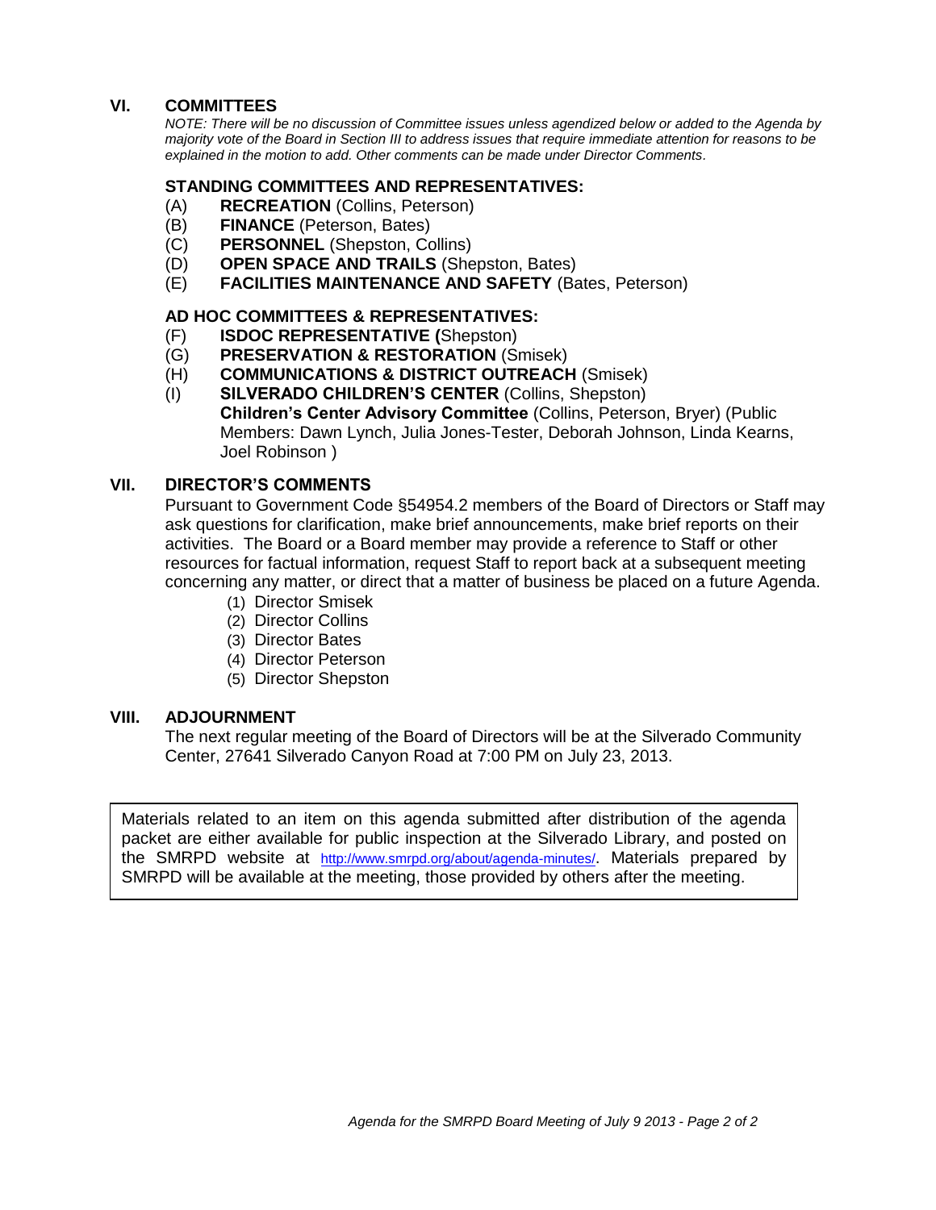## VI. COMMITTEES

*NOTE: There will be no discussion of Committee issues unless agendized below or added to the Agenda by majority vote of the Board in Section III to address issues that require immediate attention for reasons to be explained in the motion to add. Other comments can be made under Director Comments.*

### STANDING COMMITTEES AND REPRESENTATIVES:

(A) **RECREATION** (Collins, Peterson)
(B) **FINANCE** (Peterson, Bates)
(C) **PERSONNEL** (Shepston, Collins)
(D) **OPEN SPACE AND TRAILS** (Shepston, Bates)
(E) **FACILITIES MAINTENANCE AND SAFETY** (Bates, Peterson)

### AD HOC COMMITTEES & REPRESENTATIVES:

(F) **ISDOC REPRESENTATIVE (**Shepston)
(G) **PRESERVATION & RESTORATION** (Smisek)
(H) **COMMUNICATIONS & DISTRICT OUTREACH** (Smisek)
(I) **SILVERADO CHILDREN'S CENTER** (Collins, Shepston)
**Children's Center Advisory Committee** (Collins, Peterson, Bryer) (Public Members: Dawn Lynch, Julia Jones-Tester, Deborah Johnson, Linda Kearns, Joel Robinson )

## VII. DIRECTOR'S COMMENTS

Pursuant to Government Code §54954.2 members of the Board of Directors or Staff may ask questions for clarification, make brief announcements, make brief reports on their activities. The Board or a Board member may provide a reference to Staff or other resources for factual information, request Staff to report back at a subsequent meeting concerning any matter, or direct that a matter of business be placed on a future Agenda.

(1) Director Smisek
(2) Director Collins
(3) Director Bates
(4) Director Peterson
(5) Director Shepston

## VIII. ADJOURNMENT

The next regular meeting of the Board of Directors will be at the Silverado Community Center, 27641 Silverado Canyon Road at 7:00 PM on July 23, 2013.

Materials related to an item on this agenda submitted after distribution of the agenda packet are either available for public inspection at the Silverado Library, and posted on the SMRPD website at http://www.smrpd.org/about/agenda-minutes/. Materials prepared by SMRPD will be available at the meeting, those provided by others after the meeting.